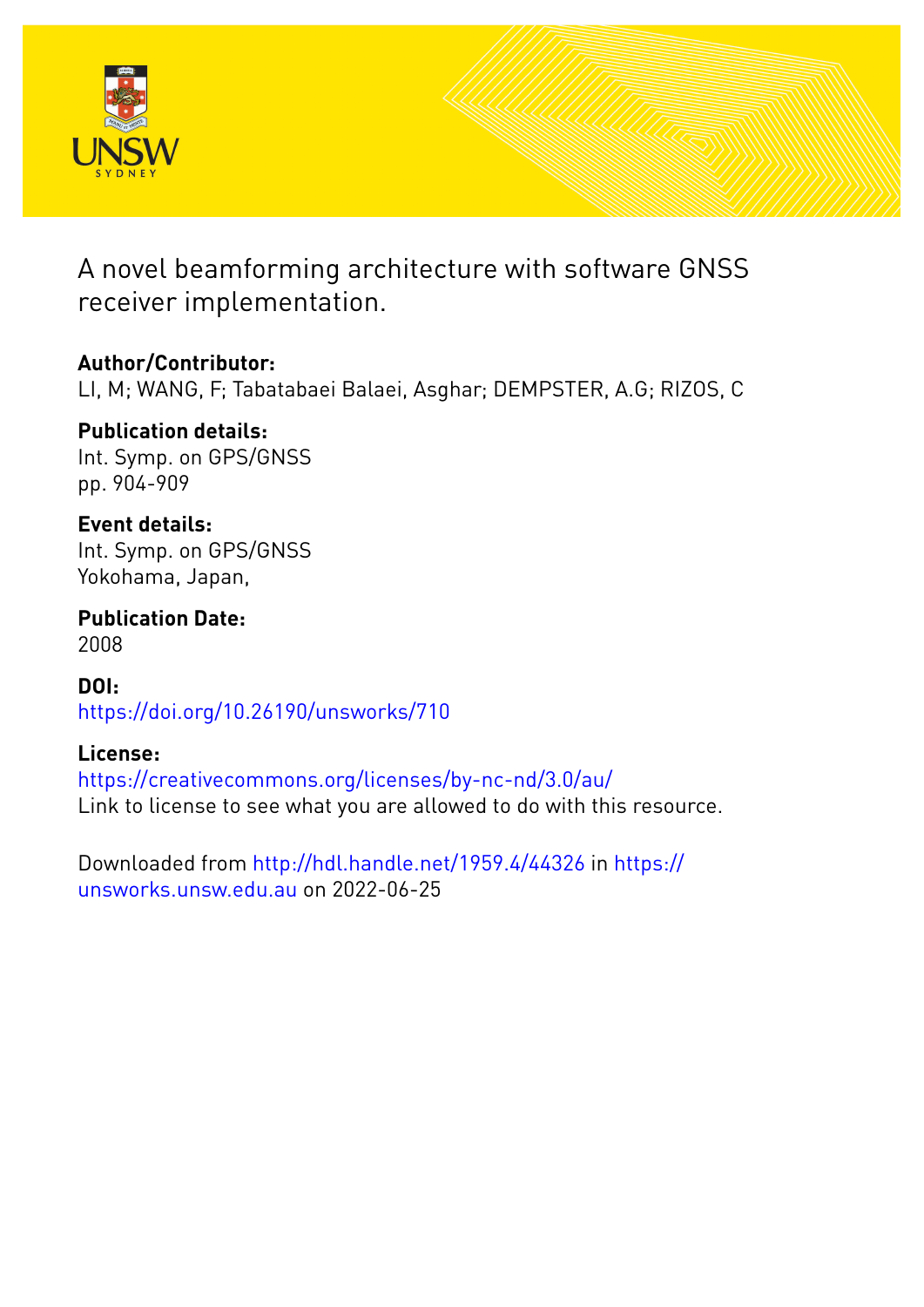# A novel beamforming architecture with software GNSS receiver implementation.

**Author/Contributor:**
LI, M; WANG, F; Tabatabaei Balaei, Asghar; DEMPSTER, A.G; RIZOS, C

**Publication details:**
Int. Symp. on GPS/GNSS
pp. 904-909

**Event details:**
Int. Symp. on GPS/GNSS
Yokohama, Japan,

**Publication Date:**
2008

**DOI:**
https://doi.org/10.26190/unsworks/710

**License:**
https://creativecommons.org/licenses/by-nc-nd/3.0/au/
Link to license to see what you are allowed to do with this resource.

Downloaded from http://hdl.handle.net/1959.4/44326 in https://unsworks.unsw.edu.au on 2022-06-25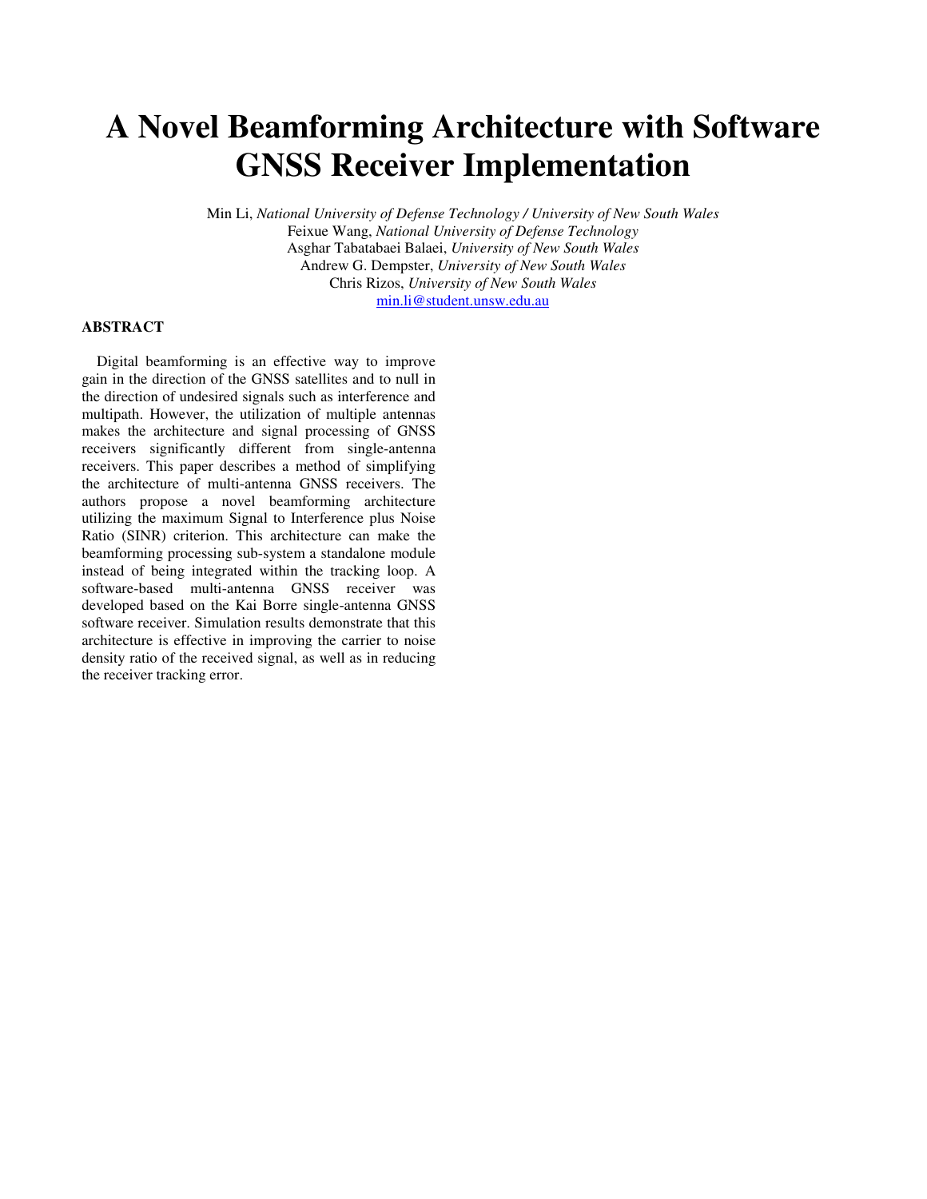# A Novel Beamforming Architecture with Software GNSS Receiver Implementation

Min Li, *National University of Defense Technology / University of New South Wales*
Feixue Wang, *National University of Defense Technology*
Asghar Tabatabaei Balaei, *University of New South Wales*
Andrew G. Dempster, *University of New South Wales*
Chris Rizos, *University of New South Wales*
min.li@student.unsw.edu.au

## ABSTRACT

Digital beamforming is an effective way to improve gain in the direction of the GNSS satellites and to null in the direction of undesired signals such as interference and multipath. However, the utilization of multiple antennas makes the architecture and signal processing of GNSS receivers significantly different from single-antenna receivers. This paper describes a method of simplifying the architecture of multi-antenna GNSS receivers. The authors propose a novel beamforming architecture utilizing the maximum Signal to Interference plus Noise Ratio (SINR) criterion. This architecture can make the beamforming processing sub-system a standalone module instead of being integrated within the tracking loop. A software-based multi-antenna GNSS receiver was developed based on the Kai Borre single-antenna GNSS software receiver. Simulation results demonstrate that this architecture is effective in improving the carrier to noise density ratio of the received signal, as well as in reducing the receiver tracking error.